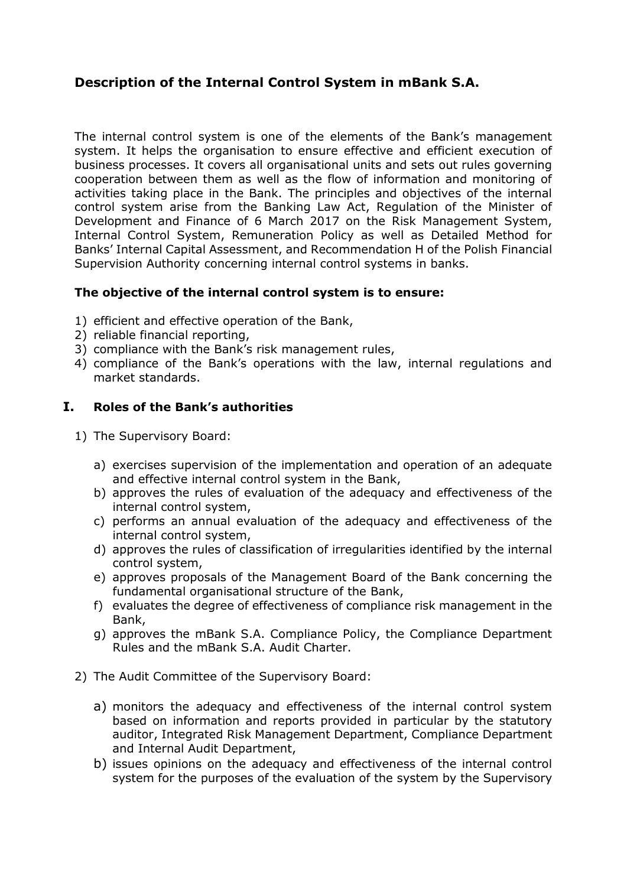# Description of the Internal Control System in mBank S.A.

The internal control system is one of the elements of the Bank's management system. It helps the organisation to ensure effective and efficient execution of business processes. It covers all organisational units and sets out rules governing cooperation between them as well as the flow of information and monitoring of activities taking place in the Bank. The principles and objectives of the internal control system arise from the Banking Law Act, Regulation of the Minister of Development and Finance of 6 March 2017 on the Risk Management System, Internal Control System, Remuneration Policy as well as Detailed Method for Banks' Internal Capital Assessment, and Recommendation H of the Polish Financial Supervision Authority concerning internal control systems in banks.

**The objective of the internal control system is to ensure:**

1) efficient and effective operation of the Bank,
2) reliable financial reporting,
3) compliance with the Bank's risk management rules,
4) compliance of the Bank's operations with the law, internal regulations and market standards.

## I. Roles of the Bank's authorities

1) The Supervisory Board:

   a) exercises supervision of the implementation and operation of an adequate and effective internal control system in the Bank,
   b) approves the rules of evaluation of the adequacy and effectiveness of the internal control system,
   c) performs an annual evaluation of the adequacy and effectiveness of the internal control system,
   d) approves the rules of classification of irregularities identified by the internal control system,
   e) approves proposals of the Management Board of the Bank concerning the fundamental organisational structure of the Bank,
   f) evaluates the degree of effectiveness of compliance risk management in the Bank,
   g) approves the mBank S.A. Compliance Policy, the Compliance Department Rules and the mBank S.A. Audit Charter.

2) The Audit Committee of the Supervisory Board:

   a) monitors the adequacy and effectiveness of the internal control system based on information and reports provided in particular by the statutory auditor, Integrated Risk Management Department, Compliance Department and Internal Audit Department,
   b) issues opinions on the adequacy and effectiveness of the internal control system for the purposes of the evaluation of the system by the Supervisory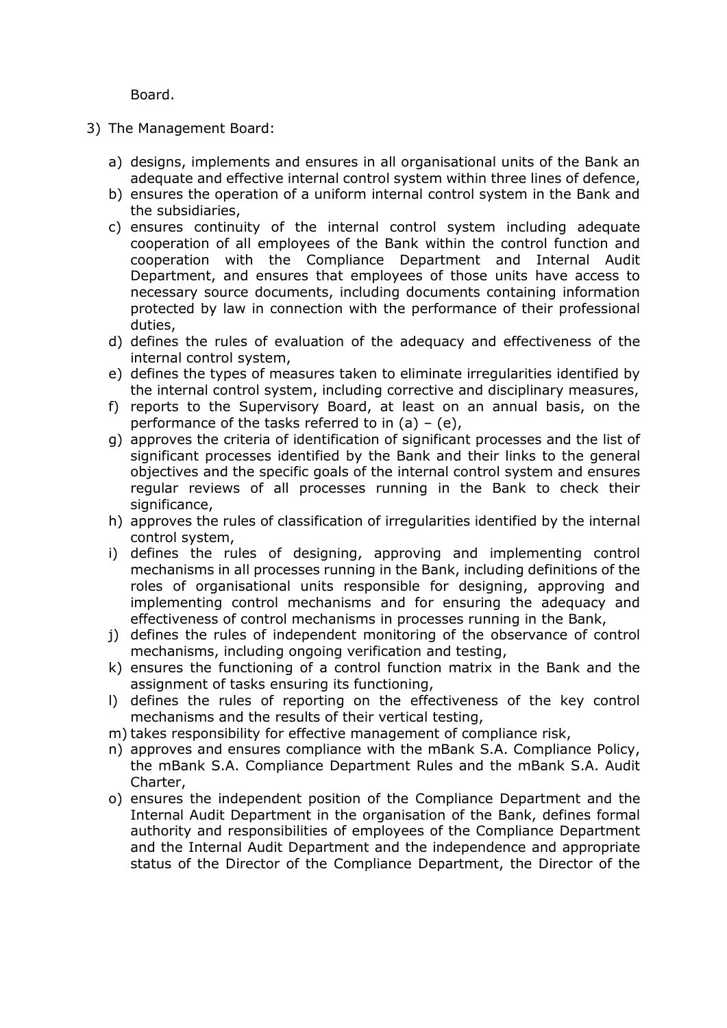Board.

3) The Management Board:

   a) designs, implements and ensures in all organisational units of the Bank an adequate and effective internal control system within three lines of defence,
   b) ensures the operation of a uniform internal control system in the Bank and the subsidiaries,
   c) ensures continuity of the internal control system including adequate cooperation of all employees of the Bank within the control function and cooperation with the Compliance Department and Internal Audit Department, and ensures that employees of those units have access to necessary source documents, including documents containing information protected by law in connection with the performance of their professional duties,
   d) defines the rules of evaluation of the adequacy and effectiveness of the internal control system,
   e) defines the types of measures taken to eliminate irregularities identified by the internal control system, including corrective and disciplinary measures,
   f) reports to the Supervisory Board, at least on an annual basis, on the performance of the tasks referred to in (a) – (e),
   g) approves the criteria of identification of significant processes and the list of significant processes identified by the Bank and their links to the general objectives and the specific goals of the internal control system and ensures regular reviews of all processes running in the Bank to check their significance,
   h) approves the rules of classification of irregularities identified by the internal control system,
   i) defines the rules of designing, approving and implementing control mechanisms in all processes running in the Bank, including definitions of the roles of organisational units responsible for designing, approving and implementing control mechanisms and for ensuring the adequacy and effectiveness of control mechanisms in processes running in the Bank,
   j) defines the rules of independent monitoring of the observance of control mechanisms, including ongoing verification and testing,
   k) ensures the functioning of a control function matrix in the Bank and the assignment of tasks ensuring its functioning,
   l) defines the rules of reporting on the effectiveness of the key control mechanisms and the results of their vertical testing,
   m) takes responsibility for effective management of compliance risk,
   n) approves and ensures compliance with the mBank S.A. Compliance Policy, the mBank S.A. Compliance Department Rules and the mBank S.A. Audit Charter,
   o) ensures the independent position of the Compliance Department and the Internal Audit Department in the organisation of the Bank, defines formal authority and responsibilities of employees of the Compliance Department and the Internal Audit Department and the independence and appropriate status of the Director of the Compliance Department, the Director of the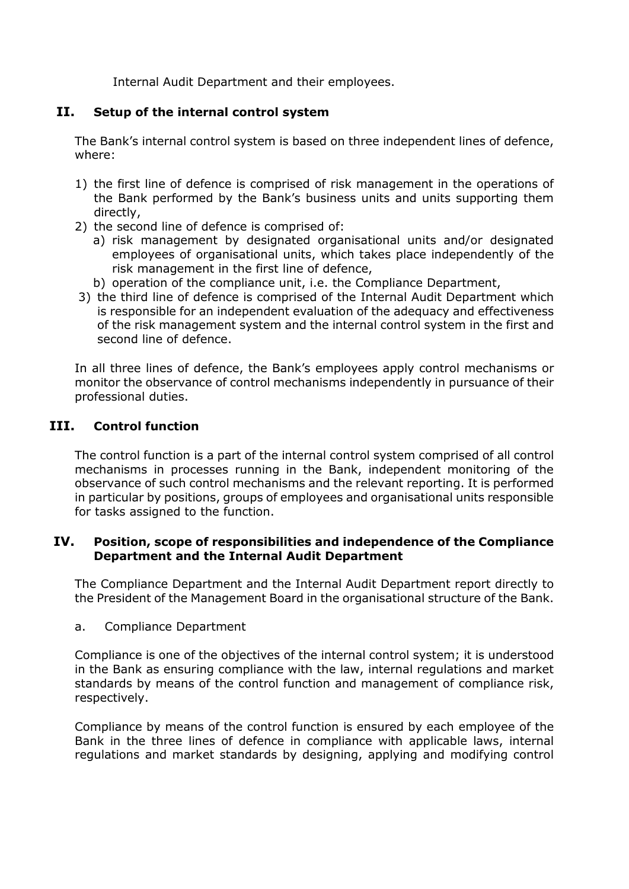Internal Audit Department and their employees.

## II. Setup of the internal control system

The Bank's internal control system is based on three independent lines of defence, where:

1) the first line of defence is comprised of risk management in the operations of the Bank performed by the Bank's business units and units supporting them directly,
2) the second line of defence is comprised of:
   a) risk management by designated organisational units and/or designated employees of organisational units, which takes place independently of the risk management in the first line of defence,
   b) operation of the compliance unit, i.e. the Compliance Department,
3) the third line of defence is comprised of the Internal Audit Department which is responsible for an independent evaluation of the adequacy and effectiveness of the risk management system and the internal control system in the first and second line of defence.

In all three lines of defence, the Bank's employees apply control mechanisms or monitor the observance of control mechanisms independently in pursuance of their professional duties.

## III. Control function

The control function is a part of the internal control system comprised of all control mechanisms in processes running in the Bank, independent monitoring of the observance of such control mechanisms and the relevant reporting. It is performed in particular by positions, groups of employees and organisational units responsible for tasks assigned to the function.

## IV. Position, scope of responsibilities and independence of the Compliance Department and the Internal Audit Department

The Compliance Department and the Internal Audit Department report directly to the President of the Management Board in the organisational structure of the Bank.

a. Compliance Department

Compliance is one of the objectives of the internal control system; it is understood in the Bank as ensuring compliance with the law, internal regulations and market standards by means of the control function and management of compliance risk, respectively.

Compliance by means of the control function is ensured by each employee of the Bank in the three lines of defence in compliance with applicable laws, internal regulations and market standards by designing, applying and modifying control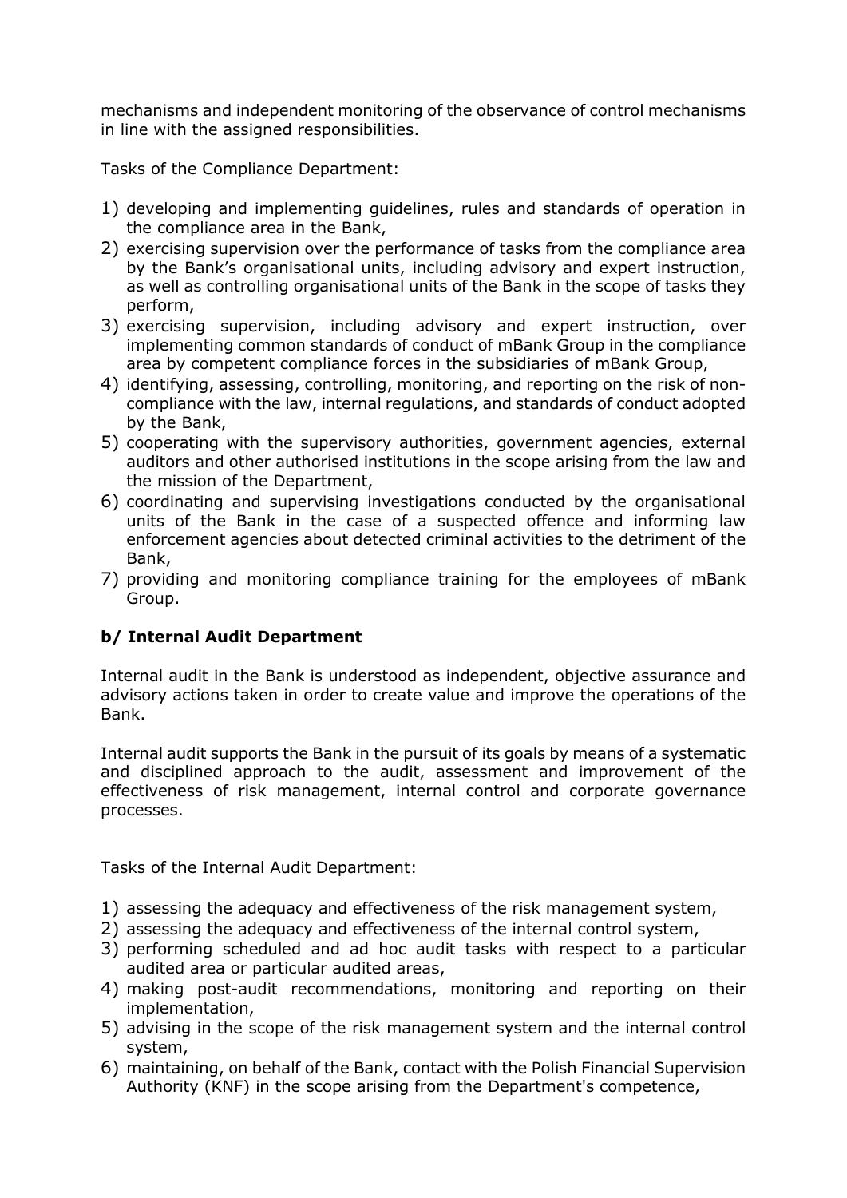mechanisms and independent monitoring of the observance of control mechanisms in line with the assigned responsibilities.

Tasks of the Compliance Department:

1) developing and implementing guidelines, rules and standards of operation in the compliance area in the Bank,
2) exercising supervision over the performance of tasks from the compliance area by the Bank's organisational units, including advisory and expert instruction, as well as controlling organisational units of the Bank in the scope of tasks they perform,
3) exercising supervision, including advisory and expert instruction, over implementing common standards of conduct of mBank Group in the compliance area by competent compliance forces in the subsidiaries of mBank Group,
4) identifying, assessing, controlling, monitoring, and reporting on the risk of non-compliance with the law, internal regulations, and standards of conduct adopted by the Bank,
5) cooperating with the supervisory authorities, government agencies, external auditors and other authorised institutions in the scope arising from the law and the mission of the Department,
6) coordinating and supervising investigations conducted by the organisational units of the Bank in the case of a suspected offence and informing law enforcement agencies about detected criminal activities to the detriment of the Bank,
7) providing and monitoring compliance training for the employees of mBank Group.

**b/ Internal Audit Department**

Internal audit in the Bank is understood as independent, objective assurance and advisory actions taken in order to create value and improve the operations of the Bank.

Internal audit supports the Bank in the pursuit of its goals by means of a systematic and disciplined approach to the audit, assessment and improvement of the effectiveness of risk management, internal control and corporate governance processes.

Tasks of the Internal Audit Department:

1) assessing the adequacy and effectiveness of the risk management system,
2) assessing the adequacy and effectiveness of the internal control system,
3) performing scheduled and ad hoc audit tasks with respect to a particular audited area or particular audited areas,
4) making post-audit recommendations, monitoring and reporting on their implementation,
5) advising in the scope of the risk management system and the internal control system,
6) maintaining, on behalf of the Bank, contact with the Polish Financial Supervision Authority (KNF) in the scope arising from the Department's competence,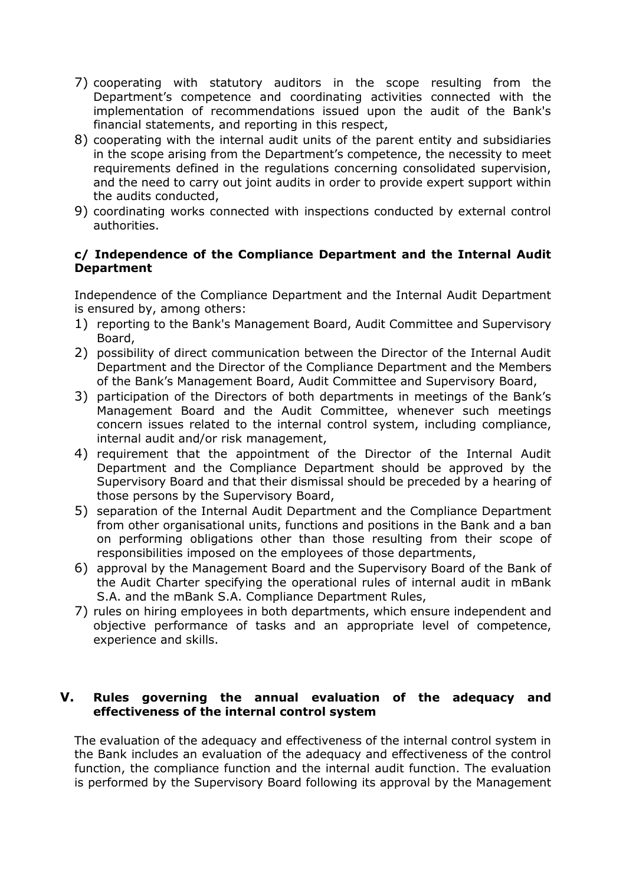7) cooperating with statutory auditors in the scope resulting from the Department's competence and coordinating activities connected with the implementation of recommendations issued upon the audit of the Bank's financial statements, and reporting in this respect,
8) cooperating with the internal audit units of the parent entity and subsidiaries in the scope arising from the Department's competence, the necessity to meet requirements defined in the regulations concerning consolidated supervision, and the need to carry out joint audits in order to provide expert support within the audits conducted,
9) coordinating works connected with inspections conducted by external control authorities.

**c/ Independence of the Compliance Department and the Internal Audit Department**

Independence of the Compliance Department and the Internal Audit Department is ensured by, among others:

1) reporting to the Bank's Management Board, Audit Committee and Supervisory Board,
2) possibility of direct communication between the Director of the Internal Audit Department and the Director of the Compliance Department and the Members of the Bank's Management Board, Audit Committee and Supervisory Board,
3) participation of the Directors of both departments in meetings of the Bank's Management Board and the Audit Committee, whenever such meetings concern issues related to the internal control system, including compliance, internal audit and/or risk management,
4) requirement that the appointment of the Director of the Internal Audit Department and the Compliance Department should be approved by the Supervisory Board and that their dismissal should be preceded by a hearing of those persons by the Supervisory Board,
5) separation of the Internal Audit Department and the Compliance Department from other organisational units, functions and positions in the Bank and a ban on performing obligations other than those resulting from their scope of responsibilities imposed on the employees of those departments,
6) approval by the Management Board and the Supervisory Board of the Bank of the Audit Charter specifying the operational rules of internal audit in mBank S.A. and the mBank S.A. Compliance Department Rules,
7) rules on hiring employees in both departments, which ensure independent and objective performance of tasks and an appropriate level of competence, experience and skills.

## V. Rules governing the annual evaluation of the adequacy and effectiveness of the internal control system

The evaluation of the adequacy and effectiveness of the internal control system in the Bank includes an evaluation of the adequacy and effectiveness of the control function, the compliance function and the internal audit function. The evaluation is performed by the Supervisory Board following its approval by the Management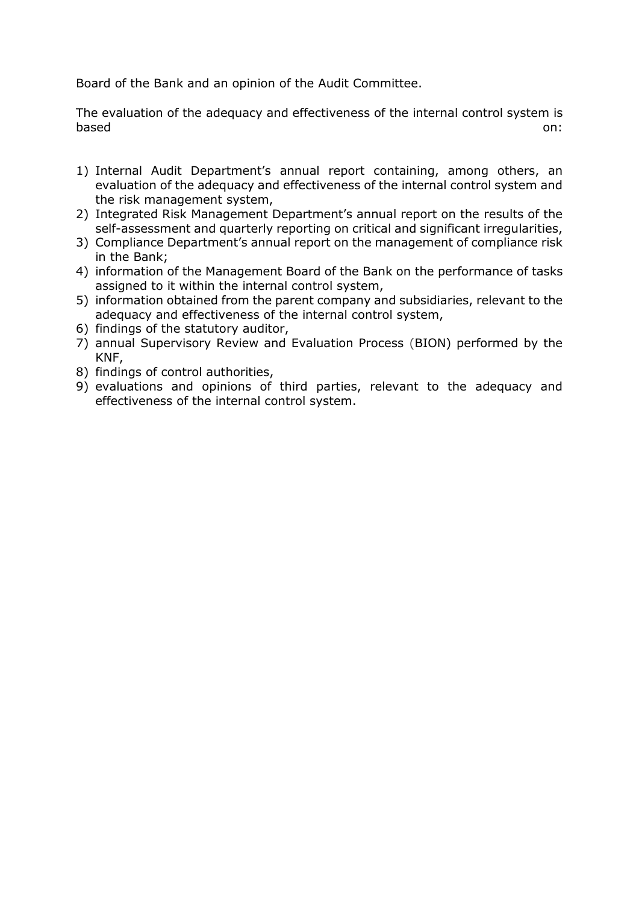Board of the Bank and an opinion of the Audit Committee.

The evaluation of the adequacy and effectiveness of the internal control system is based on:

1) Internal Audit Department's annual report containing, among others, an evaluation of the adequacy and effectiveness of the internal control system and the risk management system,
2) Integrated Risk Management Department's annual report on the results of the self-assessment and quarterly reporting on critical and significant irregularities,
3) Compliance Department's annual report on the management of compliance risk in the Bank;
4) information of the Management Board of the Bank on the performance of tasks assigned to it within the internal control system,
5) information obtained from the parent company and subsidiaries, relevant to the adequacy and effectiveness of the internal control system,
6) findings of the statutory auditor,
7) annual Supervisory Review and Evaluation Process (BION) performed by the KNF,
8) findings of control authorities,
9) evaluations and opinions of third parties, relevant to the adequacy and effectiveness of the internal control system.